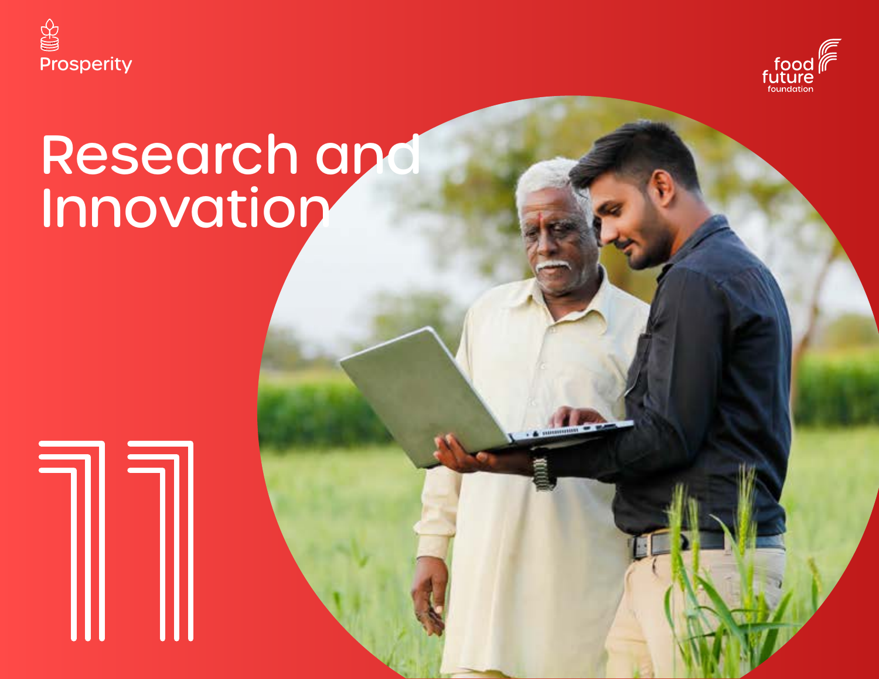Prosperity

food future foundation

# Research and Innovation

11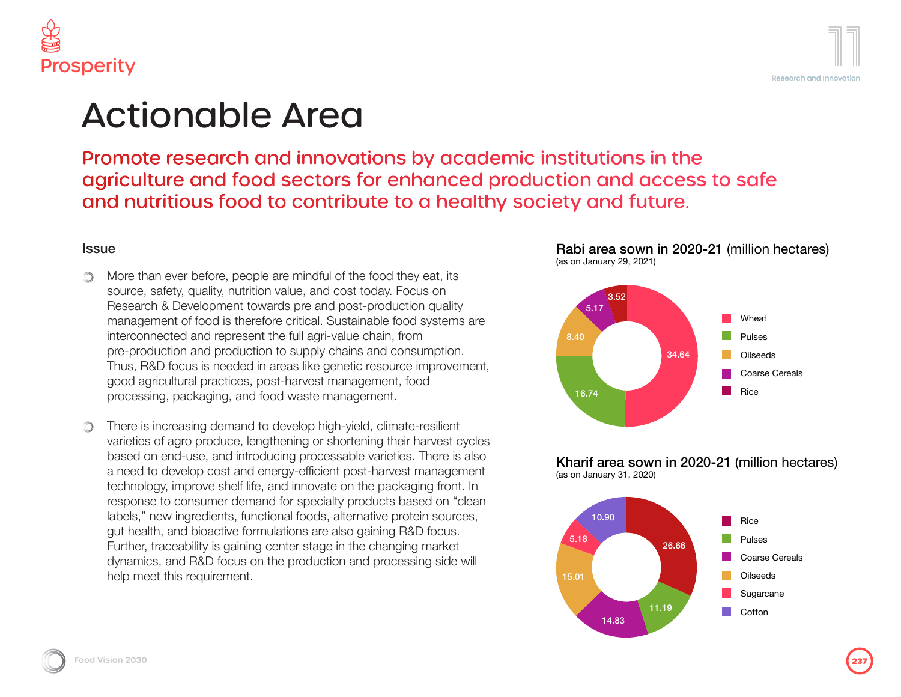# Actionable Area

## Promote research and innovations by academic institutions in the agriculture and food sectors for enhanced production and access to safe and nutritious food to contribute to a healthy society and future.

### Issue

- More than ever before, people are mindful of the food they eat, its source, safety, quality, nutrition value, and cost today. Focus on Research & Development towards pre and post-production quality management of food is therefore critical. Sustainable food systems are interconnected and represent the full agri-value chain, from pre-production and production to supply chains and consumption. Thus, R&D focus is needed in areas like genetic resource improvement, good agricultural practices, post-harvest management, food processing, packaging, and food waste management.

- There is increasing demand to develop high-yield, climate-resilient varieties of agro produce, lengthening or shortening their harvest cycles based on end-use, and introducing processable varieties. There is also a need to develop cost and energy-efficient post-harvest management technology, improve shelf life, and innovate on the packaging front. In response to consumer demand for specialty products based on "clean labels," new ingredients, functional foods, alternative protein sources, gut health, and bioactive formulations are also gaining R&D focus. Further, traceability is gaining center stage in the changing market dynamics, and R&D focus on the production and processing side will help meet this requirement.

**Rabi area sown in 2020-21** (million hectares)
(as on January 29, 2021)

| Crop | Area |
|---|---|
| Wheat | 34.64 |
| Pulses | 16.74 |
| Oilseeds | 8.40 |
| Coarse Cereals | 5.17 |
| Rice | 3.52 |

**Kharif area sown in 2020-21** (million hectares)
(as on January 31, 2020)

| Crop | Area |
|---|---|
| Rice | 26.66 |
| Pulses | 11.19 |
| Coarse Cereals | 14.83 |
| Oilseeds | 15.01 |
| Sugarcane | 5.18 |
| Cotton | 10.90 |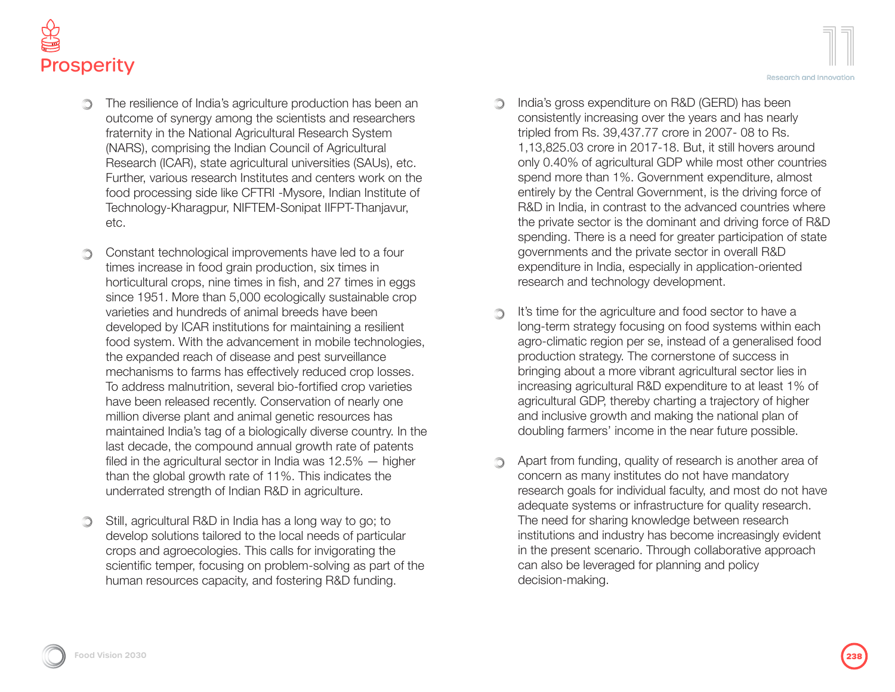- The resilience of India's agriculture production has been an outcome of synergy among the scientists and researchers fraternity in the National Agricultural Research System (NARS), comprising the Indian Council of Agricultural Research (ICAR), state agricultural universities (SAUs), etc. Further, various research Institutes and centers work on the food processing side like CFTRI -Mysore, Indian Institute of Technology-Kharagpur, NIFTEM-Sonipat IIFPT-Thanjavur, etc.

- Constant technological improvements have led to a four times increase in food grain production, six times in horticultural crops, nine times in fish, and 27 times in eggs since 1951. More than 5,000 ecologically sustainable crop varieties and hundreds of animal breeds have been developed by ICAR institutions for maintaining a resilient food system. With the advancement in mobile technologies, the expanded reach of disease and pest surveillance mechanisms to farms has effectively reduced crop losses. To address malnutrition, several bio-fortified crop varieties have been released recently. Conservation of nearly one million diverse plant and animal genetic resources has maintained India's tag of a biologically diverse country. In the last decade, the compound annual growth rate of patents filed in the agricultural sector in India was 12.5% — higher than the global growth rate of 11%. This indicates the underrated strength of Indian R&D in agriculture.

- Still, agricultural R&D in India has a long way to go; to develop solutions tailored to the local needs of particular crops and agroecologies. This calls for invigorating the scientific temper, focusing on problem-solving as part of the human resources capacity, and fostering R&D funding.

- India's gross expenditure on R&D (GERD) has been consistently increasing over the years and has nearly tripled from Rs. 39,437.77 crore in 2007- 08 to Rs. 1,13,825.03 crore in 2017-18. But, it still hovers around only 0.40% of agricultural GDP while most other countries spend more than 1%. Government expenditure, almost entirely by the Central Government, is the driving force of R&D in India, in contrast to the advanced countries where the private sector is the dominant and driving force of R&D spending. There is a need for greater participation of state governments and the private sector in overall R&D expenditure in India, especially in application-oriented research and technology development.

- It's time for the agriculture and food sector to have a long-term strategy focusing on food systems within each agro-climatic region per se, instead of a generalised food production strategy. The cornerstone of success in bringing about a more vibrant agricultural sector lies in increasing agricultural R&D expenditure to at least 1% of agricultural GDP, thereby charting a trajectory of higher and inclusive growth and making the national plan of doubling farmers' income in the near future possible.

- Apart from funding, quality of research is another area of concern as many institutes do not have mandatory research goals for individual faculty, and most do not have adequate systems or infrastructure for quality research. The need for sharing knowledge between research institutions and industry has become increasingly evident in the present scenario. Through collaborative approach can also be leveraged for planning and policy decision-making.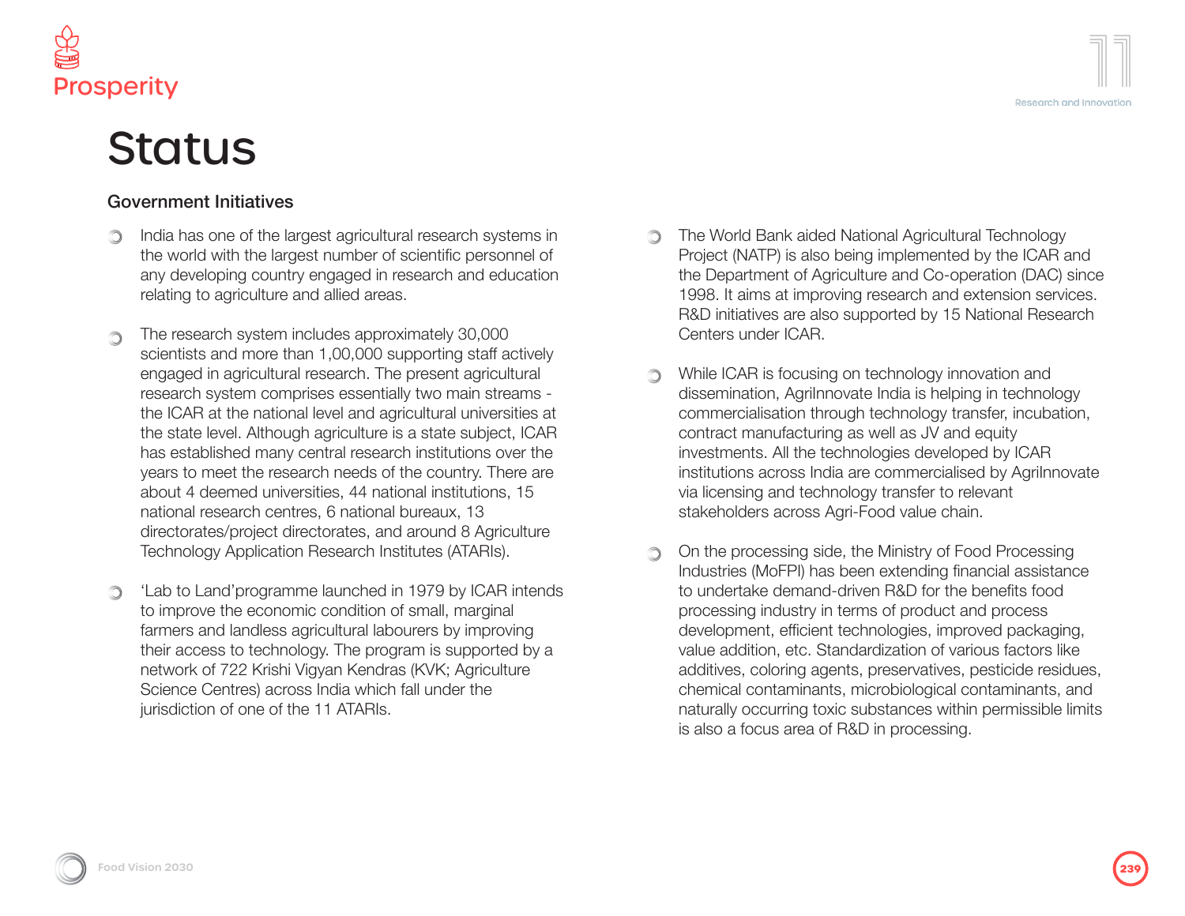# Status

## Government Initiatives

- India has one of the largest agricultural research systems in the world with the largest number of scientific personnel of any developing country engaged in research and education relating to agriculture and allied areas.

- The research system includes approximately 30,000 scientists and more than 1,00,000 supporting staff actively engaged in agricultural research. The present agricultural research system comprises essentially two main streams - the ICAR at the national level and agricultural universities at the state level. Although agriculture is a state subject, ICAR has established many central research institutions over the years to meet the research needs of the country. There are about 4 deemed universities, 44 national institutions, 15 national research centres, 6 national bureaux, 13 directorates/project directorates, and around 8 Agriculture Technology Application Research Institutes (ATARIs).

- 'Lab to Land'programme launched in 1979 by ICAR intends to improve the economic condition of small, marginal farmers and landless agricultural labourers by improving their access to technology. The program is supported by a network of 722 Krishi Vigyan Kendras (KVK; Agriculture Science Centres) across India which fall under the jurisdiction of one of the 11 ATARIs.

- The World Bank aided National Agricultural Technology Project (NATP) is also being implemented by the ICAR and the Department of Agriculture and Co-operation (DAC) since 1998. It aims at improving research and extension services. R&D initiatives are also supported by 15 National Research Centers under ICAR.

- While ICAR is focusing on technology innovation and dissemination, AgriInnovate India is helping in technology commercialisation through technology transfer, incubation, contract manufacturing as well as JV and equity investments. All the technologies developed by ICAR institutions across India are commercialised by AgriInnovate via licensing and technology transfer to relevant stakeholders across Agri-Food value chain.

- On the processing side, the Ministry of Food Processing Industries (MoFPI) has been extending financial assistance to undertake demand-driven R&D for the benefits food processing industry in terms of product and process development, efficient technologies, improved packaging, value addition, etc. Standardization of various factors like additives, coloring agents, preservatives, pesticide residues, chemical contaminants, microbiological contaminants, and naturally occurring toxic substances within permissible limits is also a focus area of R&D in processing.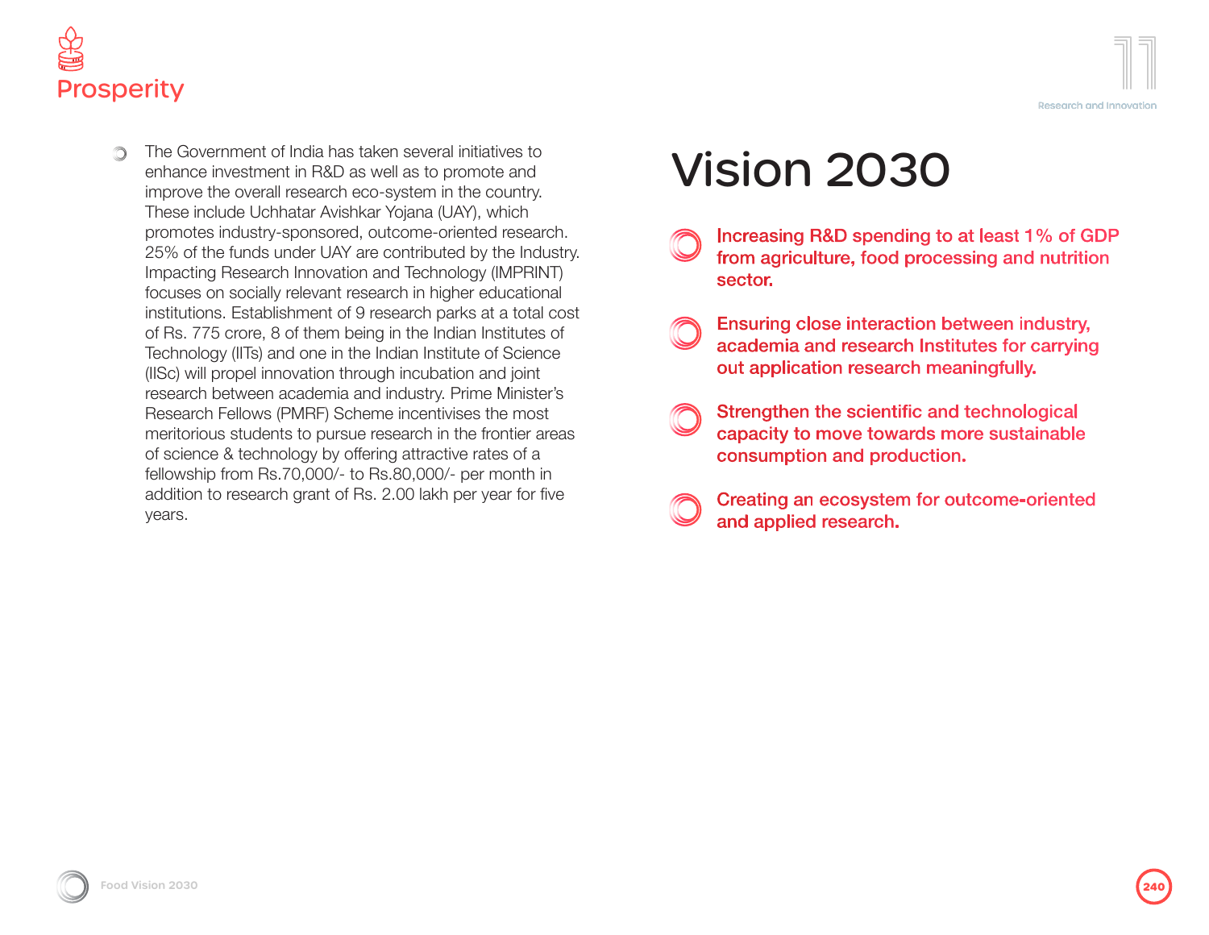- The Government of India has taken several initiatives to enhance investment in R&D as well as to promote and improve the overall research eco-system in the country. These include Uchhatar Avishkar Yojana (UAY), which promotes industry-sponsored, outcome-oriented research. 25% of the funds under UAY are contributed by the Industry. Impacting Research Innovation and Technology (IMPRINT) focuses on socially relevant research in higher educational institutions. Establishment of 9 research parks at a total cost of Rs. 775 crore, 8 of them being in the Indian Institutes of Technology (IITs) and one in the Indian Institute of Science (IISc) will propel innovation through incubation and joint research between academia and industry. Prime Minister's Research Fellows (PMRF) Scheme incentivises the most meritorious students to pursue research in the frontier areas of science & technology by offering attractive rates of a fellowship from Rs.70,000/- to Rs.80,000/- per month in addition to research grant of Rs. 2.00 lakh per year for five years.

# Vision 2030

- **Increasing R&D spending to at least 1% of GDP from agriculture, food processing and nutrition sector.**
- **Ensuring close interaction between industry, academia and research Institutes for carrying out application research meaningfully.**
- **Strengthen the scientific and technological capacity to move towards more sustainable consumption and production.**
- **Creating an ecosystem for outcome-oriented and applied research.**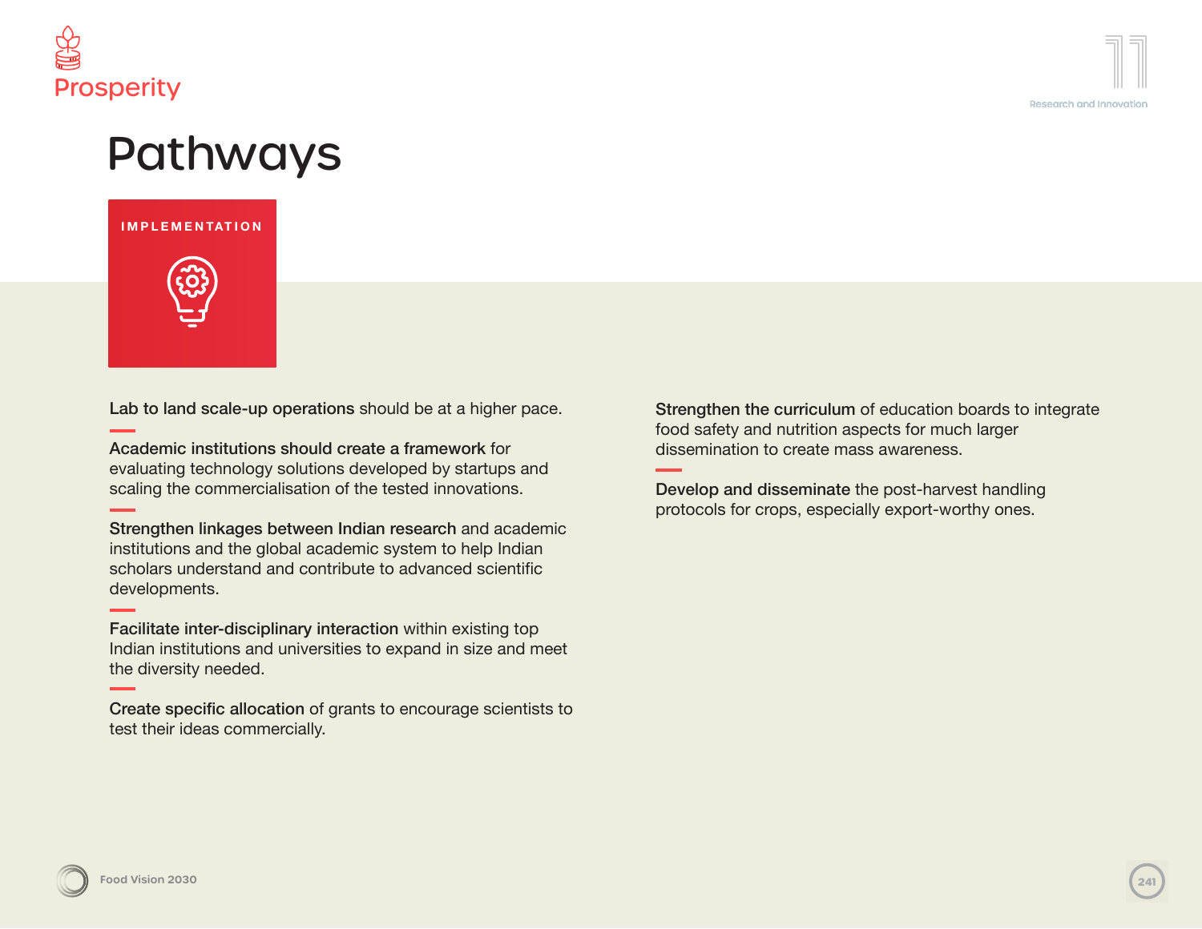Prosperity

# Pathways

## IMPLEMENTATION

**Lab to land scale-up operations** should be at a higher pace.

**Academic institutions should create a framework** for evaluating technology solutions developed by startups and scaling the commercialisation of the tested innovations.

**Strengthen linkages between Indian research** and academic institutions and the global academic system to help Indian scholars understand and contribute to advanced scientific developments.

**Facilitate inter-disciplinary interaction** within existing top Indian institutions and universities to expand in size and meet the diversity needed.

**Create specific allocation** of grants to encourage scientists to test their ideas commercially.

**Strengthen the curriculum** of education boards to integrate food safety and nutrition aspects for much larger dissemination to create mass awareness.

**Develop and disseminate** the post-harvest handling protocols for crops, especially export-worthy ones.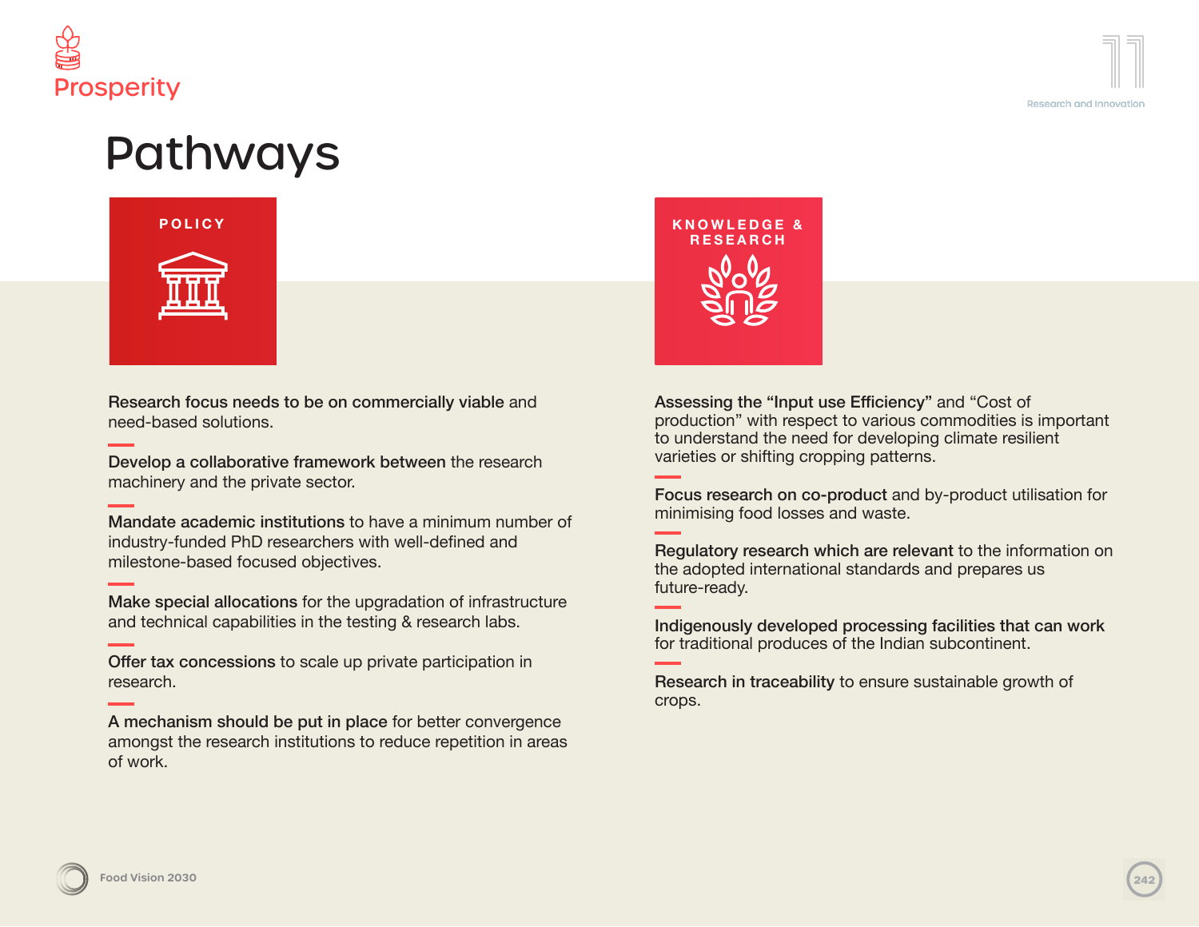Prosperity

# Pathways

## POLICY

**Research focus needs to be on commercially viable** and need-based solutions.

**Develop a collaborative framework between** the research machinery and the private sector.

**Mandate academic institutions** to have a minimum number of industry-funded PhD researchers with well-defined and milestone-based focused objectives.

**Make special allocations** for the upgradation of infrastructure and technical capabilities in the testing & research labs.

**Offer tax concessions** to scale up private participation in research.

**A mechanism should be put in place** for better convergence amongst the research institutions to reduce repetition in areas of work.

## KNOWLEDGE & RESEARCH

**Assessing the "Input use Efficiency"** and "Cost of production" with respect to various commodities is important to understand the need for developing climate resilient varieties or shifting cropping patterns.

**Focus research on co-product** and by-product utilisation for minimising food losses and waste.

**Regulatory research which are relevant** to the information on the adopted international standards and prepares us future-ready.

**Indigenously developed processing facilities that can work** for traditional produces of the Indian subcontinent.

**Research in traceability** to ensure sustainable growth of crops.